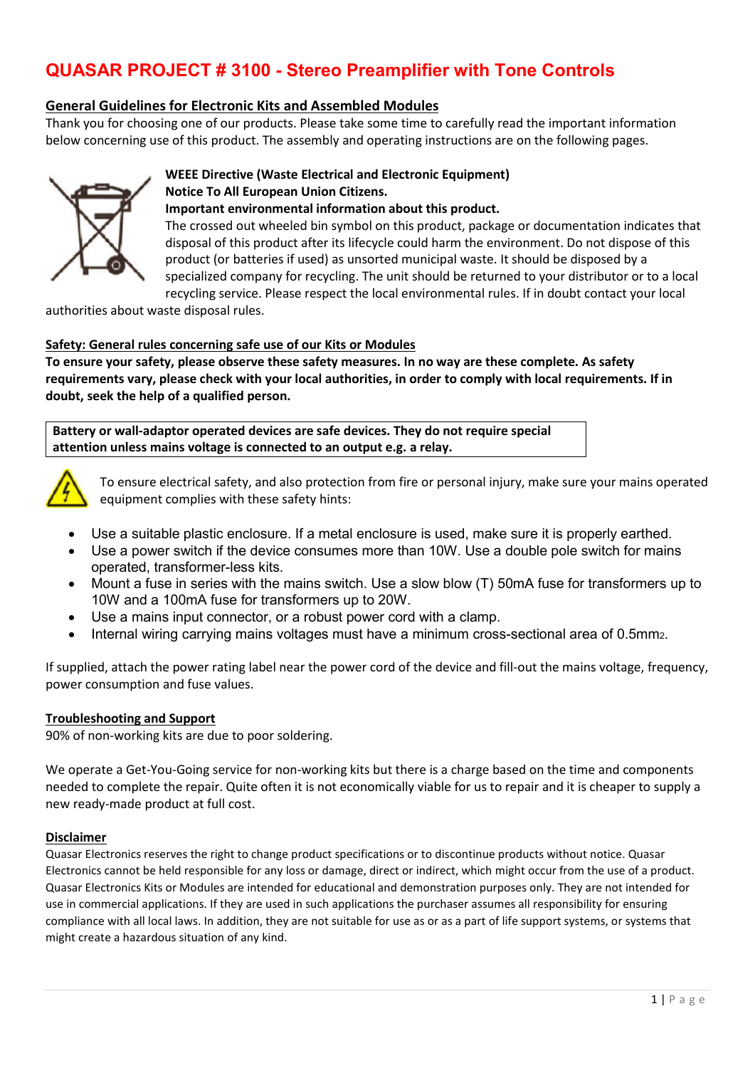# QUASAR PROJECT # 3100 - Stereo Preamplifier with Tone Controls

## General Guidelines for Electronic Kits and Assembled Modules

Thank you for choosing one of our products. Please take some time to carefully read the important information below concerning use of this product. The assembly and operating instructions are on the following pages.

**WEEE Directive (Waste Electrical and Electronic Equipment)**
**Notice To All European Union Citizens.**
**Important environmental information about this product.**

The crossed out wheeled bin symbol on this product, package or documentation indicates that disposal of this product after its lifecycle could harm the environment. Do not dispose of this product (or batteries if used) as unsorted municipal waste. It should be disposed by a specialized company for recycling. The unit should be returned to your distributor or to a local recycling service. Please respect the local environmental rules. If in doubt contact your local authorities about waste disposal rules.

### Safety: General rules concerning safe use of our Kits or Modules

**To ensure your safety, please observe these safety measures. In no way are these complete. As safety requirements vary, please check with your local authorities, in order to comply with local requirements. If in doubt, seek the help of a qualified person.**

**Battery or wall-adaptor operated devices are safe devices. They do not require special attention unless mains voltage is connected to an output e.g. a relay.**

To ensure electrical safety, and also protection from fire or personal injury, make sure your mains operated equipment complies with these safety hints:

- Use a suitable plastic enclosure. If a metal enclosure is used, make sure it is properly earthed.
- Use a power switch if the device consumes more than 10W. Use a double pole switch for mains operated, transformer-less kits.
- Mount a fuse in series with the mains switch. Use a slow blow (T) 50mA fuse for transformers up to 10W and a 100mA fuse for transformers up to 20W.
- Use a mains input connector, or a robust power cord with a clamp.
- Internal wiring carrying mains voltages must have a minimum cross-sectional area of $0.5mm^2$.

If supplied, attach the power rating label near the power cord of the device and fill-out the mains voltage, frequency, power consumption and fuse values.

### Troubleshooting and Support

90% of non-working kits are due to poor soldering.

We operate a Get-You-Going service for non-working kits but there is a charge based on the time and components needed to complete the repair. Quite often it is not economically viable for us to repair and it is cheaper to supply a new ready-made product at full cost.

### Disclaimer

Quasar Electronics reserves the right to change product specifications or to discontinue products without notice. Quasar Electronics cannot be held responsible for any loss or damage, direct or indirect, which might occur from the use of a product. Quasar Electronics Kits or Modules are intended for educational and demonstration purposes only. They are not intended for use in commercial applications. If they are used in such applications the purchaser assumes all responsibility for ensuring compliance with all local laws. In addition, they are not suitable for use as or as a part of life support systems, or systems that might create a hazardous situation of any kind.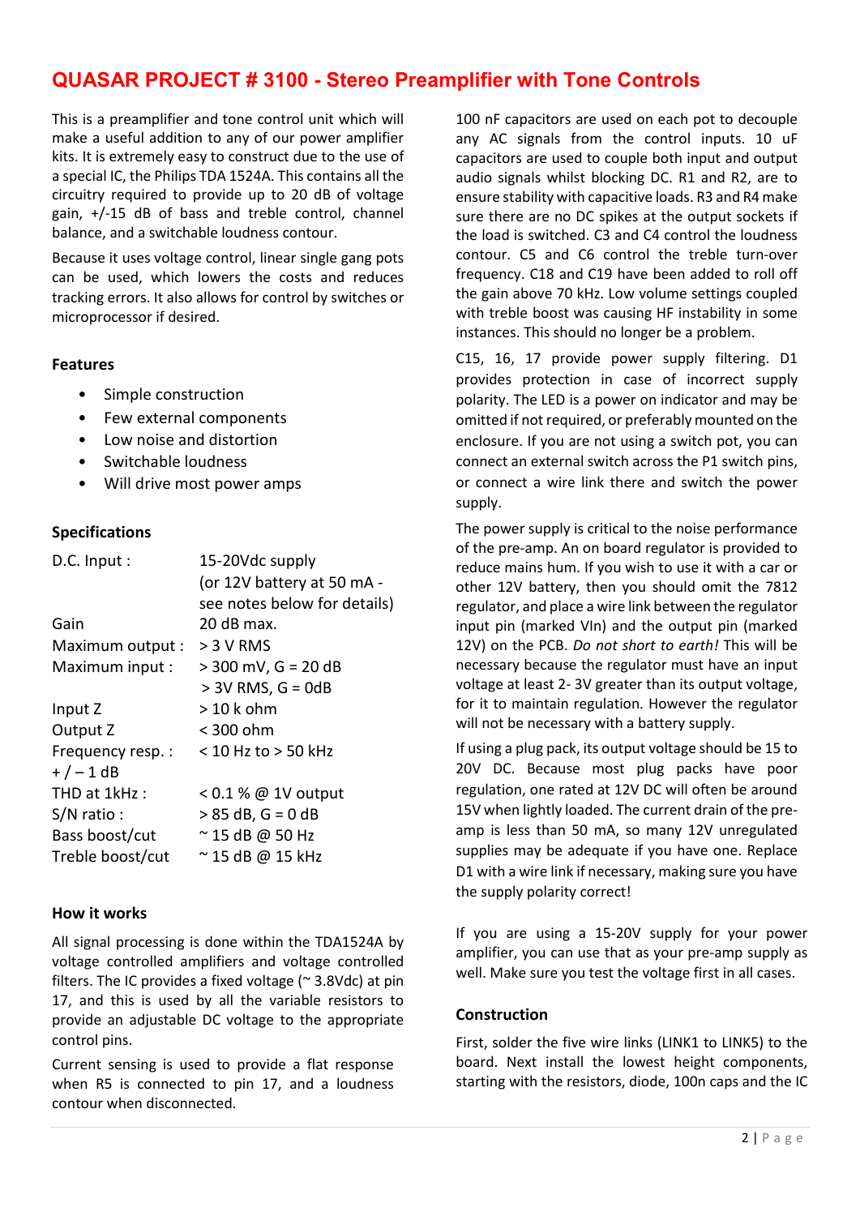## QUASAR PROJECT # 3100 - Stereo Preamplifier with Tone Controls

This is a preamplifier and tone control unit which will make a useful addition to any of our power amplifier kits. It is extremely easy to construct due to the use of a special IC, the Philips TDA 1524A. This contains all the circuitry required to provide up to 20 dB of voltage gain, +/-15 dB of bass and treble control, channel balance, and a switchable loudness contour.

Because it uses voltage control, linear single gang pots can be used, which lowers the costs and reduces tracking errors. It also allows for control by switches or microprocessor if desired.

### Features

- Simple construction
- Few external components
- Low noise and distortion
- Switchable loudness
- Will drive most power amps

### Specifications

| | |
|---|---|
| D.C. Input : | 15-20Vdc supply (or 12V battery at 50 mA - see notes below for details) |
| Gain | 20 dB max. |
| Maximum output : | > 3 V RMS |
| Maximum input : | > 300 mV, G = 20 dB |
| | > 3V RMS, G = 0dB |
| Input Z | > 10 k ohm |
| Output Z | < 300 ohm |
| Frequency resp. : + / – 1 dB | < 10 Hz to > 50 kHz |
| THD at 1kHz : | < 0.1 % @ 1V output |
| S/N ratio : | > 85 dB, G = 0 dB |
| Bass boost/cut | ~ 15 dB @ 50 Hz |
| Treble boost/cut | ~ 15 dB @ 15 kHz |

### How it works

All signal processing is done within the TDA1524A by voltage controlled amplifiers and voltage controlled filters. The IC provides a fixed voltage (~ 3.8Vdc) at pin 17, and this is used by all the variable resistors to provide an adjustable DC voltage to the appropriate control pins.

Current sensing is used to provide a flat response when R5 is connected to pin 17, and a loudness contour when disconnected.

100 nF capacitors are used on each pot to decouple any AC signals from the control inputs. 10 uF capacitors are used to couple both input and output audio signals whilst blocking DC. R1 and R2, are to ensure stability with capacitive loads. R3 and R4 make sure there are no DC spikes at the output sockets if the load is switched. C3 and C4 control the loudness contour. C5 and C6 control the treble turn-over frequency. C18 and C19 have been added to roll off the gain above 70 kHz. Low volume settings coupled with treble boost was causing HF instability in some instances. This should no longer be a problem.

C15, 16, 17 provide power supply filtering. D1 provides protection in case of incorrect supply polarity. The LED is a power on indicator and may be omitted if not required, or preferably mounted on the enclosure. If you are not using a switch pot, you can connect an external switch across the P1 switch pins, or connect a wire link there and switch the power supply.

The power supply is critical to the noise performance of the pre-amp. An on board regulator is provided to reduce mains hum. If you wish to use it with a car or other 12V battery, then you should omit the 7812 regulator, and place a wire link between the regulator input pin (marked VIn) and the output pin (marked 12V) on the PCB. *Do not short to earth!* This will be necessary because the regulator must have an input voltage at least 2- 3V greater than its output voltage, for it to maintain regulation. However the regulator will not be necessary with a battery supply.

If using a plug pack, its output voltage should be 15 to 20V DC. Because most plug packs have poor regulation, one rated at 12V DC will often be around 15V when lightly loaded. The current drain of the pre-amp is less than 50 mA, so many 12V unregulated supplies may be adequate if you have one. Replace D1 with a wire link if necessary, making sure you have the supply polarity correct!

If you are using a 15-20V supply for your power amplifier, you can use that as your pre-amp supply as well. Make sure you test the voltage first in all cases.

### Construction

First, solder the five wire links (LINK1 to LINK5) to the board. Next install the lowest height components, starting with the resistors, diode, 100n caps and the IC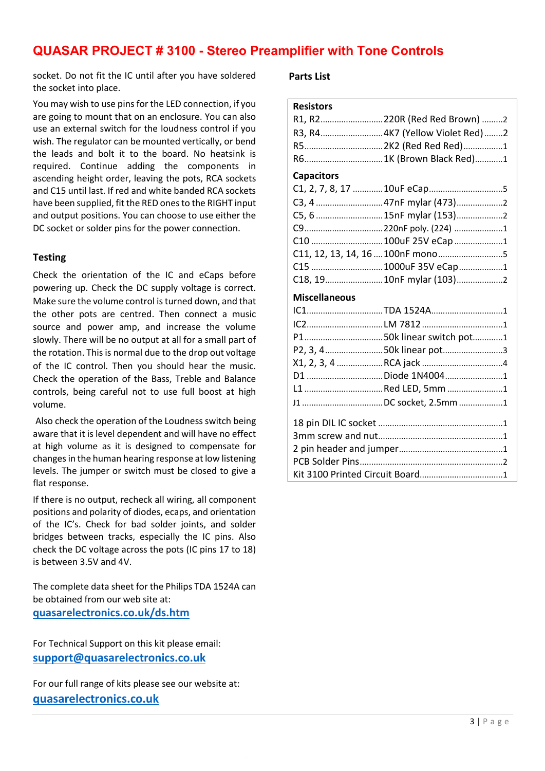socket. Do not fit the IC until after you have soldered the socket into place.

You may wish to use pins for the LED connection, if you are going to mount that on an enclosure. You can also use an external switch for the loudness control if you wish. The regulator can be mounted vertically, or bend the leads and bolt it to the board. No heatsink is required. Continue adding the components in ascending height order, leaving the pots, RCA sockets and C15 until last. If red and white banded RCA sockets have been supplied, fit the RED ones to the RIGHT input and output positions. You can choose to use either the DC socket or solder pins for the power connection.

### Testing

Check the orientation of the IC and eCaps before powering up. Check the DC supply voltage is correct. Make sure the volume control is turned down, and that the other pots are centred. Then connect a music source and power amp, and increase the volume slowly. There will be no output at all for a small part of the rotation. This is normal due to the drop out voltage of the IC control. Then you should hear the music. Check the operation of the Bass, Treble and Balance controls, being careful not to use full boost at high volume.

Also check the operation of the Loudness switch being aware that it is level dependent and will have no effect at high volume as it is designed to compensate for changes in the human hearing response at low listening levels. The jumper or switch must be closed to give a flat response.

If there is no output, recheck all wiring, all component positions and polarity of diodes, ecaps, and orientation of the IC's. Check for bad solder joints, and solder bridges between tracks, especially the IC pins. Also check the DC voltage across the pots (IC pins 17 to 18) is between 3.5V and 4V.

The complete data sheet for the Philips TDA 1524A can be obtained from our web site at:
quasarelectronics.co.uk/ds.htm

For Technical Support on this kit please email:
support@quasarelectronics.co.uk

For our full range of kits please see our website at:
quasarelectronics.co.uk

### Parts List

| Part | Description | Qty |
|---|---|---|
| **Resistors** | | |
| R1, R2 | 220R (Red Red Brown) | 2 |
| R3, R4 | 4K7 (Yellow Violet Red) | 2 |
| R5 | 2K2 (Red Red Red) | 1 |
| R6 | 1K (Brown Black Red) | 1 |
| **Capacitors** | | |
| C1, 2, 7, 8, 17 | 10uF eCap | 5 |
| C3, 4 | 47nF mylar (473) | 2 |
| C5, 6 | 15nF mylar (153) | 2 |
| C9 | 220nF poly. (224) | 1 |
| C10 | 100uF 25V eCap | 1 |
| C11, 12, 13, 14, 16 | 100nF mono | 5 |
| C15 | 1000uF 35V eCap | 1 |
| C18, 19 | 10nF mylar (103) | 2 |
| **Miscellaneous** | | |
| IC1 | TDA 1524A | 1 |
| IC2 | LM 7812 | 1 |
| P1 | 50k linear switch pot | 1 |
| P2, 3, 4 | 50k linear pot | 3 |
| X1, 2, 3, 4 | RCA jack | 4 |
| D1 | Diode 1N4004 | 1 |
| L1 | Red LED, 5mm | 1 |
| J1 | DC socket, 2.5mm | 1 |
| 18 pin DIL IC socket | | 1 |
| 3mm screw and nut | | 1 |
| 2 pin header and jumper | | 1 |
| PCB Solder Pins | | 2 |
| Kit 3100 Printed Circuit Board | | 1 |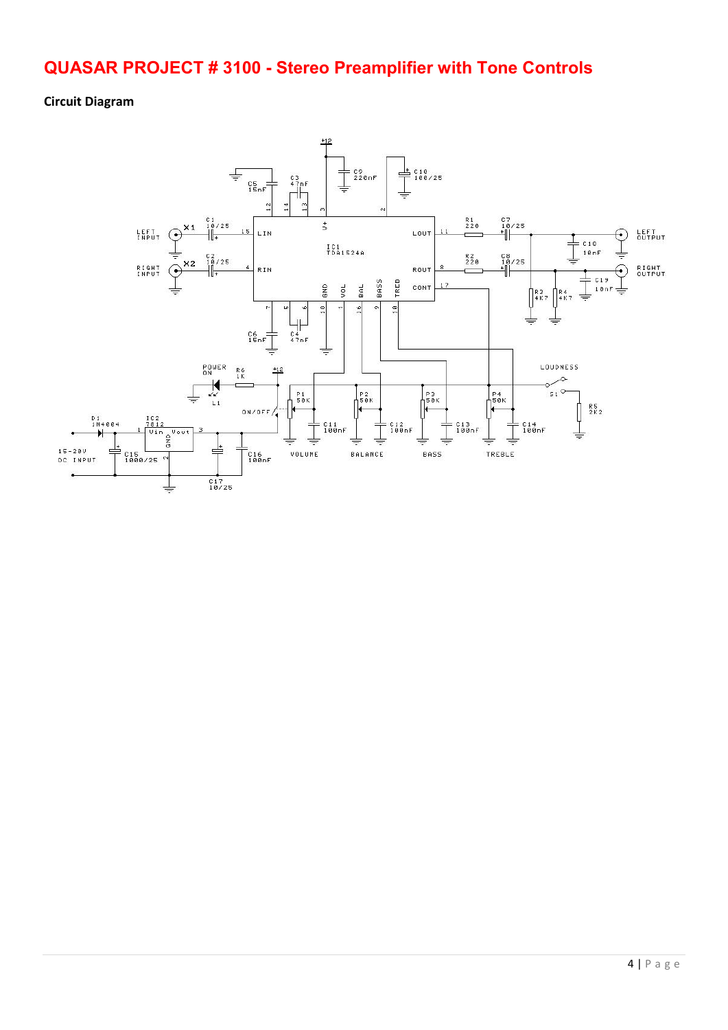## QUASAR PROJECT # 3100 - Stereo Preamplifier with Tone Controls

**Circuit Diagram**

+12
C9
220nF
C10
100/25
C5
15nF
C3
47nF
12
14
13
3
2
V+
C1
10/25
15
LIN
LOUT
11
R1
220
C7
10/25
LEFT INPUT
X1
IC1
TDA1524A
C18
10nF
LEFT OUTPUT
C2
10/25
4
RIN
ROUT
8
R2
220
C8
10/25
RIGHT INPUT
X2
RIGHT OUTPUT
GND
VOL
BAL
BASS
TREB
CONT
17
C19
10nF
R3
4K7
R4
4K7
7
5
6
18
1
16
9
10
C6
15nF
C4
47nF
POWER ON
R6
1K
+12
LOUDNESS
L1
S1
ON/OFF
P1
50K
P2
50K
P3
50K
P4
50K
R5
2K2
D1
1N4004
IC2
7812
1
Vin
Vout
3
GND
2
C11
100nF
C12
100nF
C13
100nF
C14
100nF
15-20V
DC INPUT
C15
1000/25
C16
100nF
VOLUME
BALANCE
BASS
TREBLE
C17
10/25